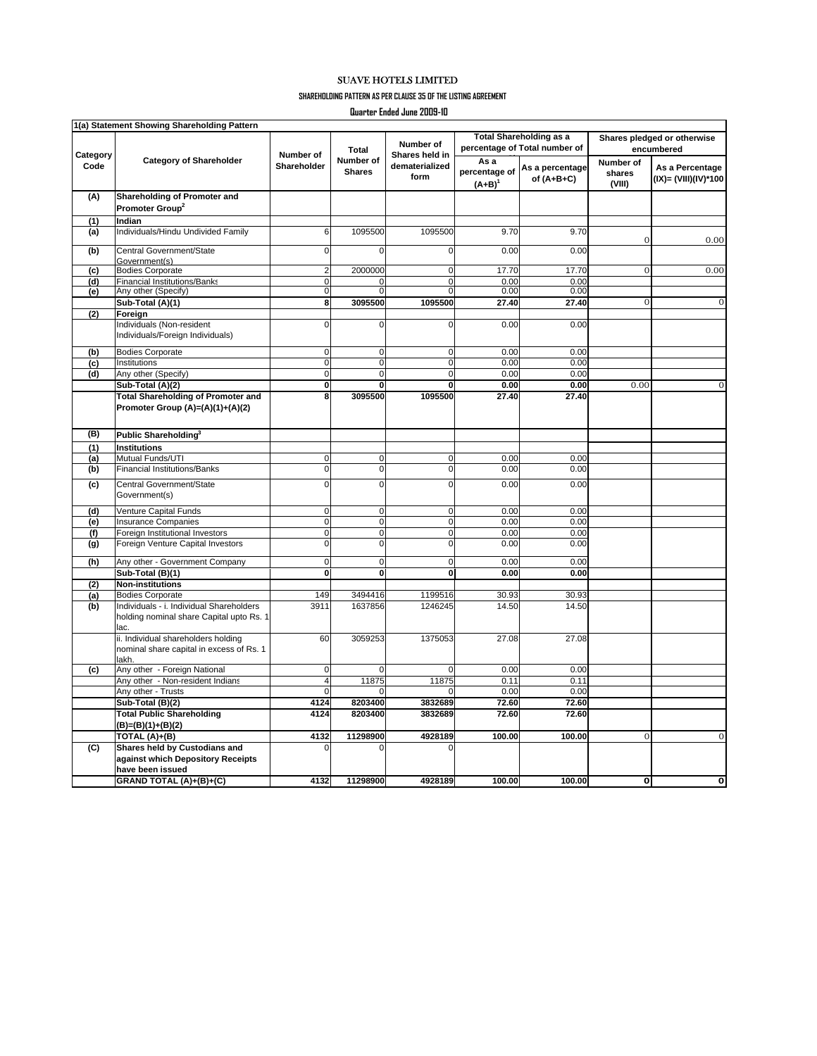# SUAVE HOTELS LIMITED

## SHAREHOLDING PATTERN AS PER CLAUSE 35 OF THE LISTING AGREEMENT

### Quarter Ended June 2009-10

| 1(a) Statement Showing Shareholding Pattern | | | | | | | | |
|---|---|---|---|---|---|---|---|---|
| Category Code | Category of Shareholder | Number of Shareholder | Total Number of Shares | Number of Shares held in dematerialized form | Total Shareholding as a percentage of Total number of | | Shares pledged or otherwise encumbered | |
| | | | | | As a percentage of (A+B)[1] | As a percentage of (A+B+C) | Number of shares (VIII) | As a Percentage (IX)= (VIII)(IV)*100 |
| (A) | Shareholding of Promoter and Promoter Group[2] | | | | | | | |
| (1) | Indian | | | | | | | |
| (a) | Individuals/Hindu Undivided Family | 6 | 1095500 | 1095500 | 9.70 | 9.70 | 0 | 0.00 |
| (b) | Central Government/State Government(s) | 0 | 0 | 0 | 0.00 | 0.00 | | |
| (c) | Bodies Corporate | 2 | 2000000 | 0 | 17.70 | 17.70 | 0 | 0.00 |
| (d) | Financial Institutions/Banks | 0 | 0 | 0 | 0.00 | 0.00 | | |
| (e) | Any other (Specify) | 0 | 0 | 0 | 0.00 | 0.00 | | |
| | **Sub-Total (A)(1)** | **8** | **3095500** | **1095500** | **27.40** | **27.40** | 0 | 0 |
| (2) | Foreign | | | | | | | |
| | Individuals (Non-resident Individuals/Foreign Individuals) | 0 | 0 | 0 | 0.00 | 0.00 | | |
| (b) | Bodies Corporate | 0 | 0 | 0 | 0.00 | 0.00 | | |
| (c) | Institutions | 0 | 0 | 0 | 0.00 | 0.00 | | |
| (d) | Any other (Specify) | 0 | 0 | 0 | 0.00 | 0.00 | | |
| | **Sub-Total (A)(2)** | **0** | **0** | **0** | **0.00** | **0.00** | 0.00 | 0 |
| | **Total Shareholding of Promoter and Promoter Group (A)=(A)(1)+(A)(2)** | **8** | **3095500** | **1095500** | **27.40** | **27.40** | | |
| (B) | **Public Shareholding[3]** | | | | | | | |
| (1) | **Institutions** | | | | | | | |
| (a) | Mutual Funds/UTI | 0 | 0 | 0 | 0.00 | 0.00 | | |
| (b) | Financial Institutions/Banks | 0 | 0 | 0 | 0.00 | 0.00 | | |
| (c) | Central Government/State Government(s) | 0 | 0 | 0 | 0.00 | 0.00 | | |
| (d) | Venture Capital Funds | 0 | 0 | 0 | 0.00 | 0.00 | | |
| (e) | Insurance Companies | 0 | 0 | 0 | 0.00 | 0.00 | | |
| (f) | Foreign Institutional Investors | 0 | 0 | 0 | 0.00 | 0.00 | | |
| (g) | Foreign Venture Capital Investors | 0 | 0 | 0 | 0.00 | 0.00 | | |
| (h) | Any other - Government Company | 0 | 0 | 0 | 0.00 | 0.00 | | |
| | **Sub-Total (B)(1)** | **0** | **0** | **0** | **0.00** | **0.00** | | |
| (2) | **Non-institutions** | | | | | | | |
| (a) | Bodies Corporate | 149 | 3494416 | 1199516 | 30.93 | 30.93 | | |
| (b) | Individuals - i. Individual Shareholders holding nominal share Capital upto Rs. 1 lac. | 3911 | 1637856 | 1246245 | 14.50 | 14.50 | | |
| | ii. Individual shareholders holding nominal share capital in excess of Rs. 1 lakh. | 60 | 3059253 | 1375053 | 27.08 | 27.08 | | |
| (c) | Any other - Foreign National | 0 | 0 | 0 | 0.00 | 0.00 | | |
| | Any other - Non-resident Indians | 4 | 11875 | 11875 | 0.11 | 0.11 | | |
| | Any other - Trusts | 0 | 0 | 0 | 0.00 | 0.00 | | |
| | **Sub-Total (B)(2)** | **4124** | **8203400** | **3832689** | **72.60** | **72.60** | | |
| | **Total Public Shareholding (B)=(B)(1)+(B)(2)** | **4124** | **8203400** | **3832689** | **72.60** | **72.60** | | |
| | **TOTAL (A)+(B)** | **4132** | **11298900** | **4928189** | **100.00** | **100.00** | 0 | 0 |
| (C) | **Shares held by Custodians and against which Depository Receipts have been issued** | 0 | 0 | 0 | | | | |
| | **GRAND TOTAL (A)+(B)+(C)** | **4132** | **11298900** | **4928189** | **100.00** | **100.00** | **0** | **0** |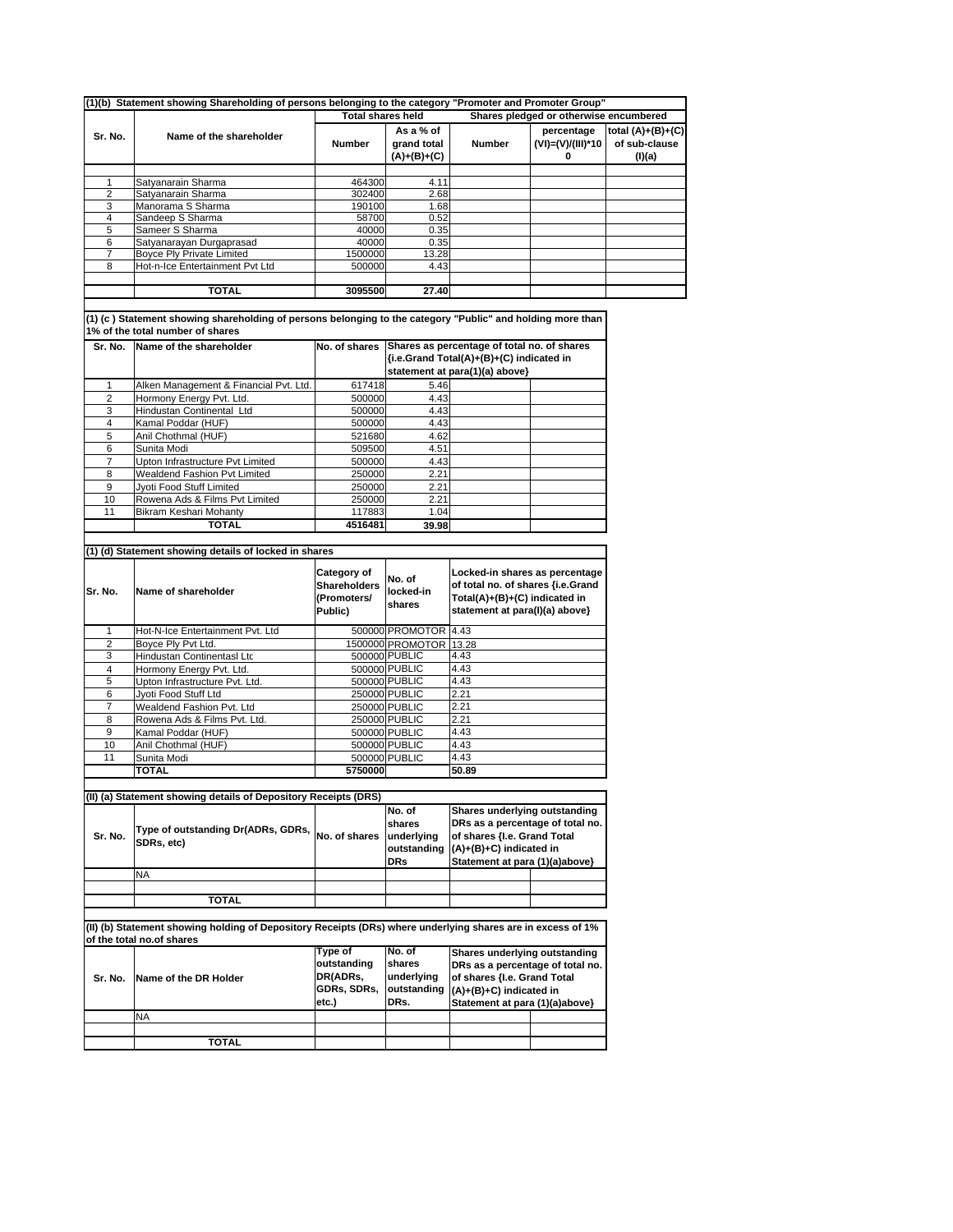### (1)(b) Statement showing Shareholding of persons belonging to the category "Promoter and Promoter Group"

| Sr. No. | Name of the shareholder | Total shares held | | Shares pledged or otherwise encumbered | | |
|---|---|---|---|---|---|---|
| | | Number | As a % of grand total (A)+(B)+(C) | Number | percentage (VI)=(V)/(III)*100 | total (A)+(B)+(C) of sub-clause (I)(a) |
| 1 | Satyanarain Sharma | 464300 | 4.11 | | | |
| 2 | Satyanarain Sharma | 302400 | 2.68 | | | |
| 3 | Manorama S Sharma | 190100 | 1.68 | | | |
| 4 | Sandeep S Sharma | 58700 | 0.52 | | | |
| 5 | Sameer S Sharma | 40000 | 0.35 | | | |
| 6 | Satyanarayan Durgaprasad | 40000 | 0.35 | | | |
| 7 | Boyce Ply Private Limited | 1500000 | 13.28 | | | |
| 8 | Hot-n-Ice Entertainment Pvt Ltd | 500000 | 4.43 | | | |
| | **TOTAL** | **3095500** | **27.40** | | | |

### (1) (c ) Statement showing shareholding of persons belonging to the category "Public" and holding more than 1% of the total number of shares

| Sr. No. | Name of the shareholder | No. of shares | Shares as percentage of total no. of shares {i.e.Grand Total(A)+(B)+(C) indicated in statement at para(1)(a) above} |
|---|---|---|---|
| 1 | Alken Management & Financial Pvt. Ltd. | 617418 | 5.46 |
| 2 | Hormony Energy Pvt. Ltd. | 500000 | 4.43 |
| 3 | Hindustan Continental Ltd | 500000 | 4.43 |
| 4 | Kamal Poddar (HUF) | 500000 | 4.43 |
| 5 | Anil Chothmal (HUF) | 521680 | 4.62 |
| 6 | Sunita Modi | 509500 | 4.51 |
| 7 | Upton Infrastructure Pvt Limited | 500000 | 4.43 |
| 8 | Wealdend Fashion Pvt Limited | 250000 | 2.21 |
| 9 | Jyoti Food Stuff Limited | 250000 | 2.21 |
| 10 | Rowena Ads & Films Pvt Limited | 250000 | 2.21 |
| 11 | Bikram Keshari Mohanty | 117883 | 1.04 |
| | **TOTAL** | **4516481** | **39.98** |

### (1) (d) Statement showing details of locked in shares

| Sr. No. | Name of shareholder | Category of Shareholders (Promoters/ Public) | No. of locked-in shares | Locked-in shares as percentage of total no. of shares {i.e.Grand Total(A)+(B)+(C) indicated in statement at para(I)(a) above} |
|---|---|---|---|---|
| 1 | Hot-N-Ice Entertainment Pvt. Ltd | 500000 | PROMOTOR | 4.43 |
| 2 | Boyce Ply Pvt Ltd. | 1500000 | PROMOTOR | 13.28 |
| 3 | Hindustan Continentasl Ltc | 500000 | PUBLIC | 4.43 |
| 4 | Hormony Energy Pvt. Ltd. | 500000 | PUBLIC | 4.43 |
| 5 | Upton Infrastructure Pvt. Ltd. | 500000 | PUBLIC | 4.43 |
| 6 | Jyoti Food Stuff Ltd | 250000 | PUBLIC | 2.21 |
| 7 | Wealdend Fashion Pvt. Ltd | 250000 | PUBLIC | 2.21 |
| 8 | Rowena Ads & Films Pvt. Ltd. | 250000 | PUBLIC | 2.21 |
| 9 | Kamal Poddar (HUF) | 500000 | PUBLIC | 4.43 |
| 10 | Anil Chothmal (HUF) | 500000 | PUBLIC | 4.43 |
| 11 | Sunita Modi | 500000 | PUBLIC | 4.43 |
| | **TOTAL** | **5750000** | | **50.89** |

### (II) (a) Statement showing details of Depository Receipts (DRS)

| Sr. No. | Type of outstanding Dr(ADRs, GDRs, SDRs, etc) | No. of shares | No. of shares underlying outstanding DRs | Shares underlying outstanding DRs as a percentage of total no. of shares {I.e. Grand Total (A)+(B)+C) indicated in Statement at para (1)(a)above} |
|---|---|---|---|---|
| | NA | | | |
| | | | | |
| | **TOTAL** | | | |

### (II) (b) Statement showing holding of Depository Receipts (DRs) where underlying shares are in excess of 1% of the total no.of shares

| Sr. No. | Name of the DR Holder | Type of outstanding DR(ADRs, GDRs, SDRs, etc.) | No. of shares underlying outstanding DRs. | Shares underlying outstanding DRs as a percentage of total no. of shares {I.e. Grand Total (A)+(B)+C) indicated in Statement at para (1)(a)above} |
|---|---|---|---|---|
| | NA | | | |
| | | | | |
| | **TOTAL** | | | |